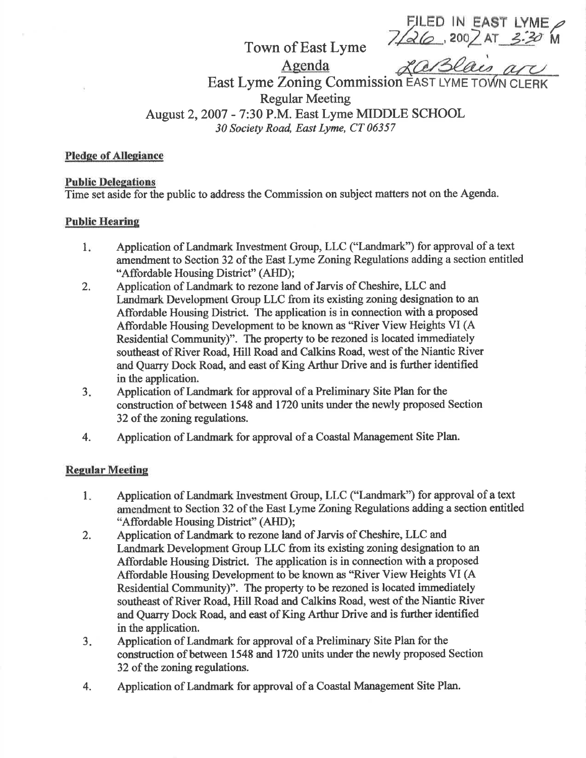FILED IN EAST LYME 7/26, 2007 AT 3:30 M

LaBlais arc
EAST LYME TOWN CLERK

# Town of East Lyme

## Agenda

## East Lyme Zoning Commission

### Regular Meeting

### August 2, 2007 - 7:30 P.M. East Lyme MIDDLE SCHOOL

*30 Society Road, East Lyme, CT 06357*

**Pledge of Allegiance**

**Public Delegations**

Time set aside for the public to address the Commission on subject matters not on the Agenda.

**Public Hearing**

1. Application of Landmark Investment Group, LLC ("Landmark") for approval of a text amendment to Section 32 of the East Lyme Zoning Regulations adding a section entitled "Affordable Housing District" (AHD);
2. Application of Landmark to rezone land of Jarvis of Cheshire, LLC and Landmark Development Group LLC from its existing zoning designation to an Affordable Housing District. The application is in connection with a proposed Affordable Housing Development to be known as "River View Heights VI (A Residential Community)". The property to be rezoned is located immediately southeast of River Road, Hill Road and Calkins Road, west of the Niantic River and Quarry Dock Road, and east of King Arthur Drive and is further identified in the application.
3. Application of Landmark for approval of a Preliminary Site Plan for the construction of between 1548 and 1720 units under the newly proposed Section 32 of the zoning regulations.
4. Application of Landmark for approval of a Coastal Management Site Plan.

**Regular Meeting**

1. Application of Landmark Investment Group, LLC ("Landmark") for approval of a text amendment to Section 32 of the East Lyme Zoning Regulations adding a section entitled "Affordable Housing District" (AHD);
2. Application of Landmark to rezone land of Jarvis of Cheshire, LLC and Landmark Development Group LLC from its existing zoning designation to an Affordable Housing District. The application is in connection with a proposed Affordable Housing Development to be known as "River View Heights VI (A Residential Community)". The property to be rezoned is located immediately southeast of River Road, Hill Road and Calkins Road, west of the Niantic River and Quarry Dock Road, and east of King Arthur Drive and is further identified in the application.
3. Application of Landmark for approval of a Preliminary Site Plan for the construction of between 1548 and 1720 units under the newly proposed Section 32 of the zoning regulations.
4. Application of Landmark for approval of a Coastal Management Site Plan.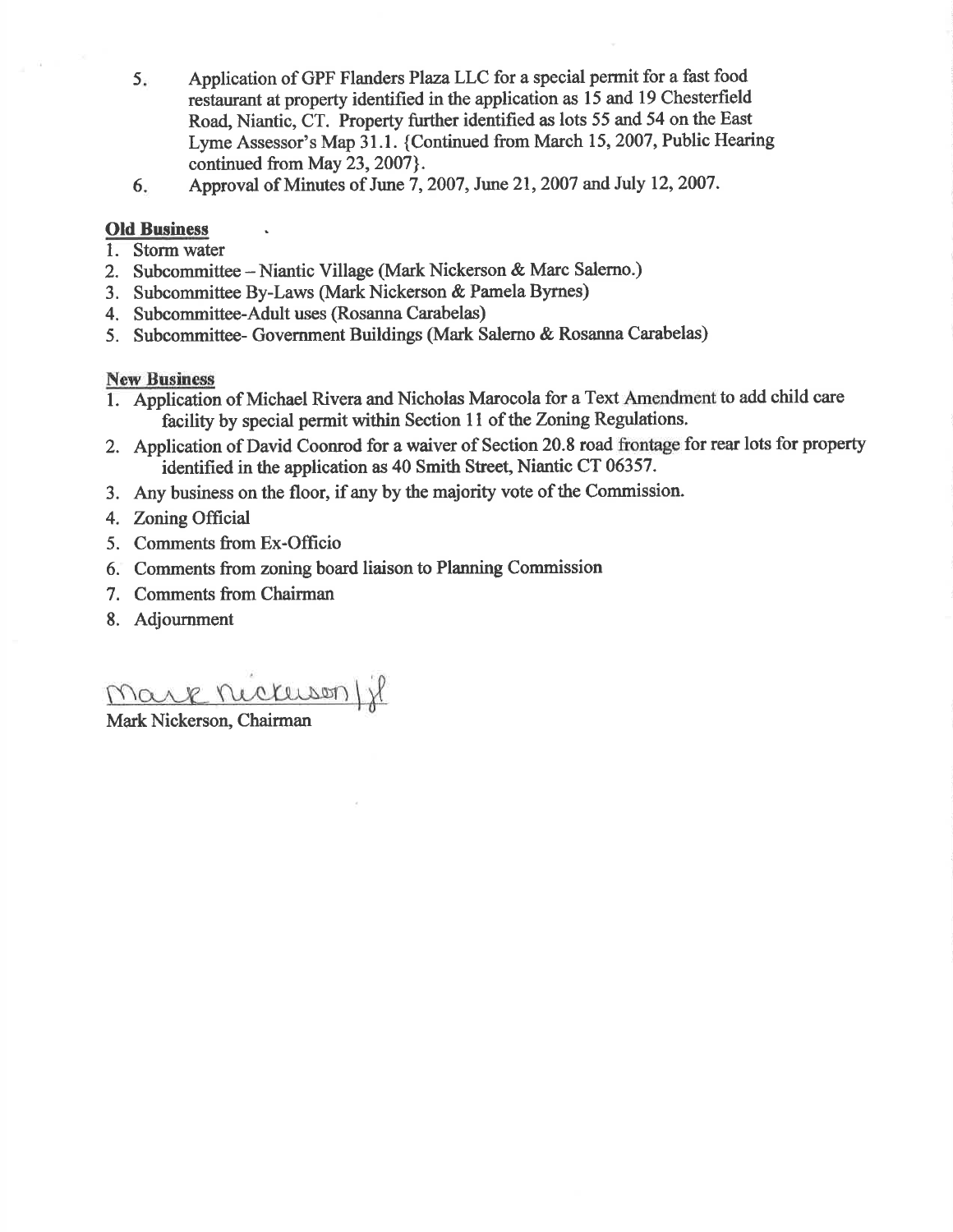5. Application of GPF Flanders Plaza LLC for a special permit for a fast food restaurant at property identified in the application as 15 and 19 Chesterfield Road, Niantic, CT. Property further identified as lots 55 and 54 on the East Lyme Assessor's Map 31.1. {Continued from March 15, 2007, Public Hearing continued from May 23, 2007}.
6. Approval of Minutes of June 7, 2007, June 21, 2007 and July 12, 2007.

**Old Business**

1. Storm water
2. Subcommittee – Niantic Village (Mark Nickerson & Marc Salerno.)
3. Subcommittee By-Laws (Mark Nickerson & Pamela Byrnes)
4. Subcommittee-Adult uses (Rosanna Carabelas)
5. Subcommittee- Government Buildings (Mark Salerno & Rosanna Carabelas)

**New Business**

1. Application of Michael Rivera and Nicholas Marocola for a Text Amendment to add child care facility by special permit within Section 11 of the Zoning Regulations.
2. Application of David Coonrod for a waiver of Section 20.8 road frontage for rear lots for property identified in the application as 40 Smith Street, Niantic CT 06357.
3. Any business on the floor, if any by the majority vote of the Commission.
4. Zoning Official
5. Comments from Ex-Officio
6. Comments from zoning board liaison to Planning Commission
7. Comments from Chairman
8. Adjournment

Mark Nickerson | jl

Mark Nickerson, Chairman